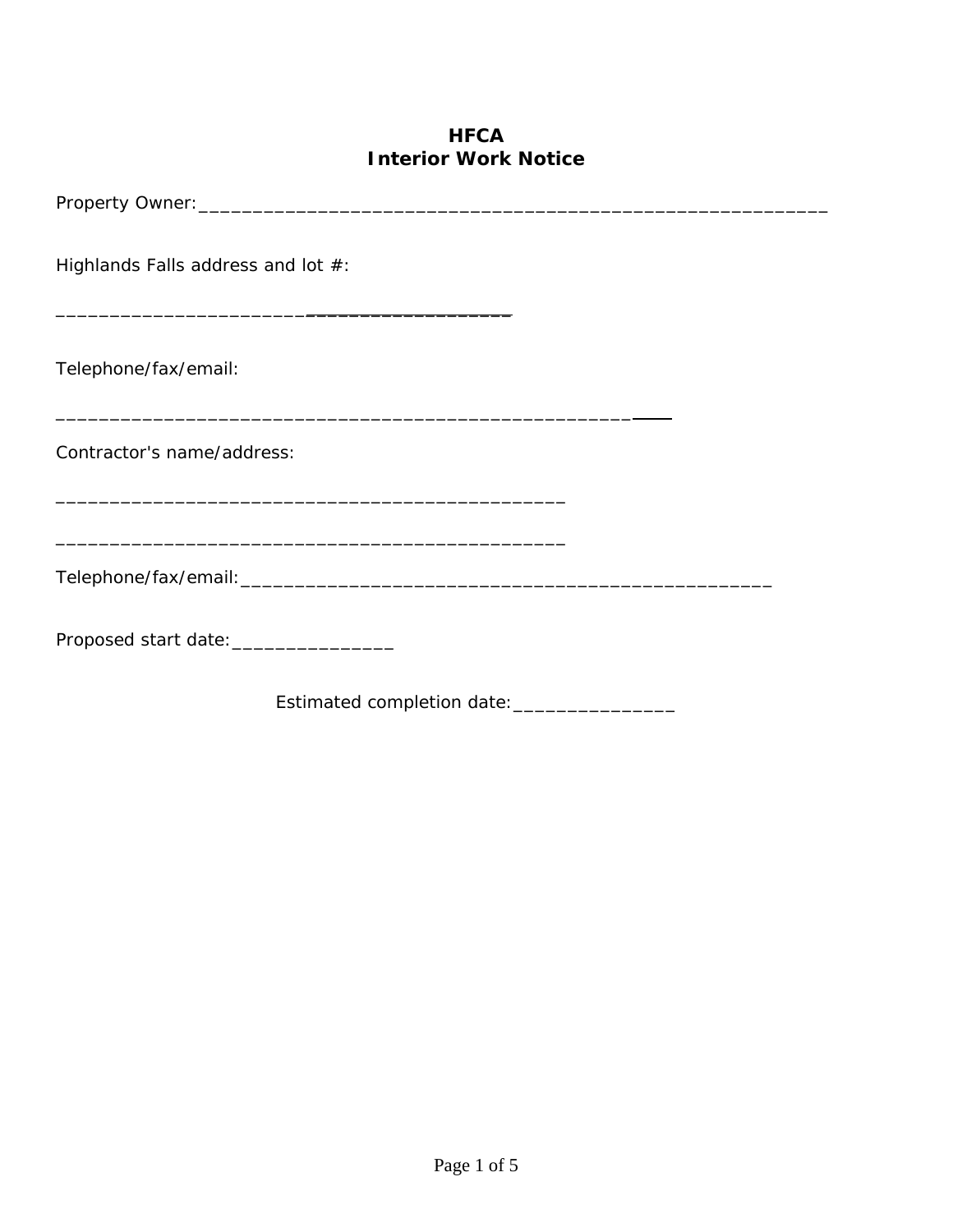# HFCA
## Interior Work Notice

Property Owner:_______________________________________________________________

Highlands Falls address and lot #:

_________________________________________

Telephone/fax/email:

____________________________________________________________

Contractor's name/address:

_____________________________________________________

_____________________________________________________

Telephone/fax/email:_______________________________________________________

Proposed start date:________________

Estimated completion date:________________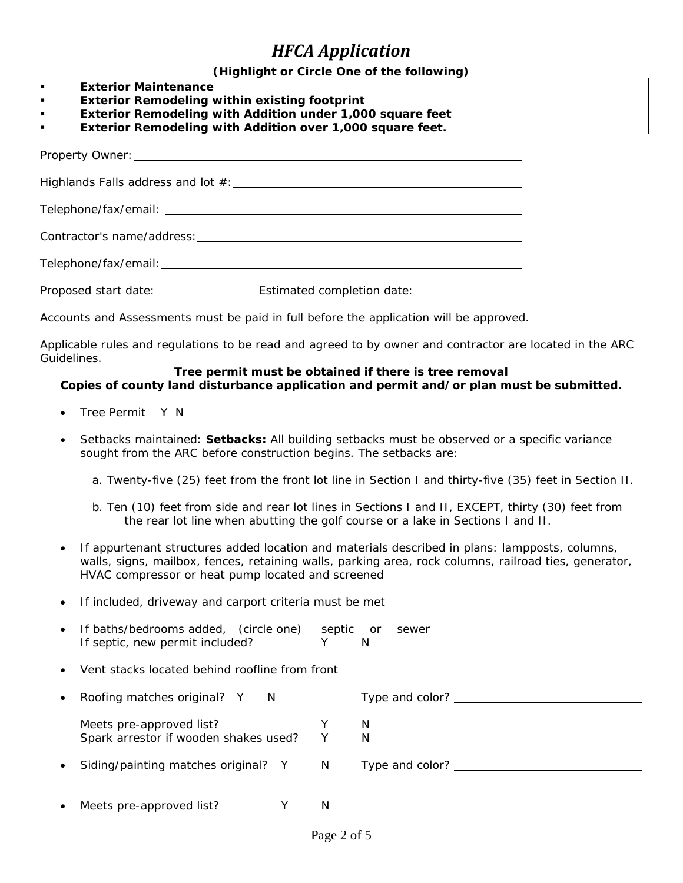# *HFCA Application*

**(Highlight or Circle One of the following)**

- **Exterior Maintenance**
- **Exterior Remodeling within existing footprint**
- **Exterior Remodeling with Addition under 1,000 square feet**
- **Exterior Remodeling with Addition over 1,000 square feet.**

Property Owner: ____________________________________________

Highlands Falls address and lot #: ____________________________________________

Telephone/fax/email: ____________________________________________

Contractor's name/address: ____________________________________________

Telephone/fax/email: ____________________________________________

Proposed start date: ______________ Estimated completion date: ______________

Accounts and Assessments must be paid in full before the application will be approved.

Applicable rules and regulations to be read and agreed to by owner and contractor are located in the ARC Guidelines.

**Tree permit must be obtained if there is tree removal**
**Copies of county land disturbance application and permit and/or plan must be submitted.**

- Tree Permit Y N
- Setbacks maintained: **Setbacks:** All building setbacks must be observed or a specific variance sought from the ARC before construction begins. The setbacks are:

  a. Twenty-five (25) feet from the front lot line in Section I and thirty-five (35) feet in Section II.

  b. Ten (10) feet from side and rear lot lines in Sections I and II, EXCEPT, thirty (30) feet from the rear lot line when abutting the golf course or a lake in Sections I and II.

- If appurtenant structures added location and materials described in plans: lampposts, columns, walls, signs, mailbox, fences, retaining walls, parking area, rock columns, railroad ties, generator, HVAC compressor or heat pump located and screened
- If included, driveway and carport criteria must be met
- If baths/bedrooms added, (circle one) septic or sewer
  If septic, new permit included? Y N
- Vent stacks located behind roofline from front
- Roofing matches original? Y N Type and color? ______________________

  Meets pre-approved list? Y N
  Spark arrestor if wooden shakes used? Y N

- Siding/painting matches original? Y N Type and color? ______________________
- Meets pre-approved list? Y N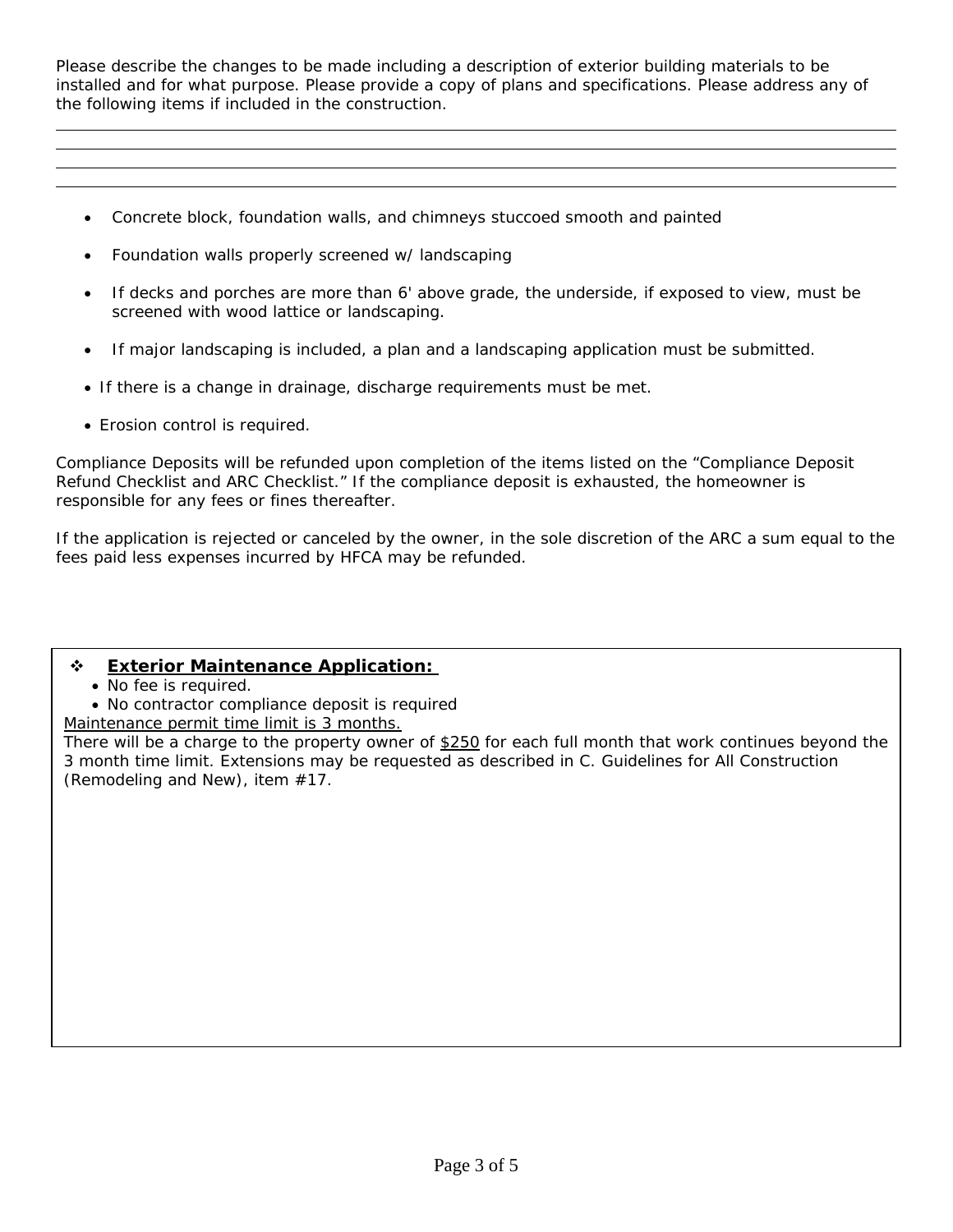Please describe the changes to be made including a description of exterior building materials to be installed and for what purpose. Please provide a copy of plans and specifications. Please address any of the following items if included in the construction.

______________________________________________________________________________

______________________________________________________________________________

______________________________________________________________________________

______________________________________________________________________________

- Concrete block, foundation walls, and chimneys stuccoed smooth and painted
- Foundation walls properly screened w/ landscaping
- If decks and porches are more than 6' above grade, the underside, if exposed to view, must be screened with wood lattice or landscaping.
- If major landscaping is included, a plan and a landscaping application must be submitted.
- If there is a change in drainage, discharge requirements must be met.
- Erosion control is required.

Compliance Deposits will be refunded upon completion of the items listed on the "Compliance Deposit Refund Checklist and ARC Checklist." If the compliance deposit is exhausted, the homeowner is responsible for any fees or fines thereafter.

If the application is rejected or canceled by the owner, in the sole discretion of the ARC a sum equal to the fees paid less expenses incurred by HFCA may be refunded.

❖ **Exterior Maintenance Application:**

- No fee is required.
- No contractor compliance deposit is required

Maintenance permit time limit is 3 months.

There will be a charge to the property owner of $250 for each full month that work continues beyond the 3 month time limit. Extensions may be requested as described in C. Guidelines for All Construction (Remodeling and New), item #17.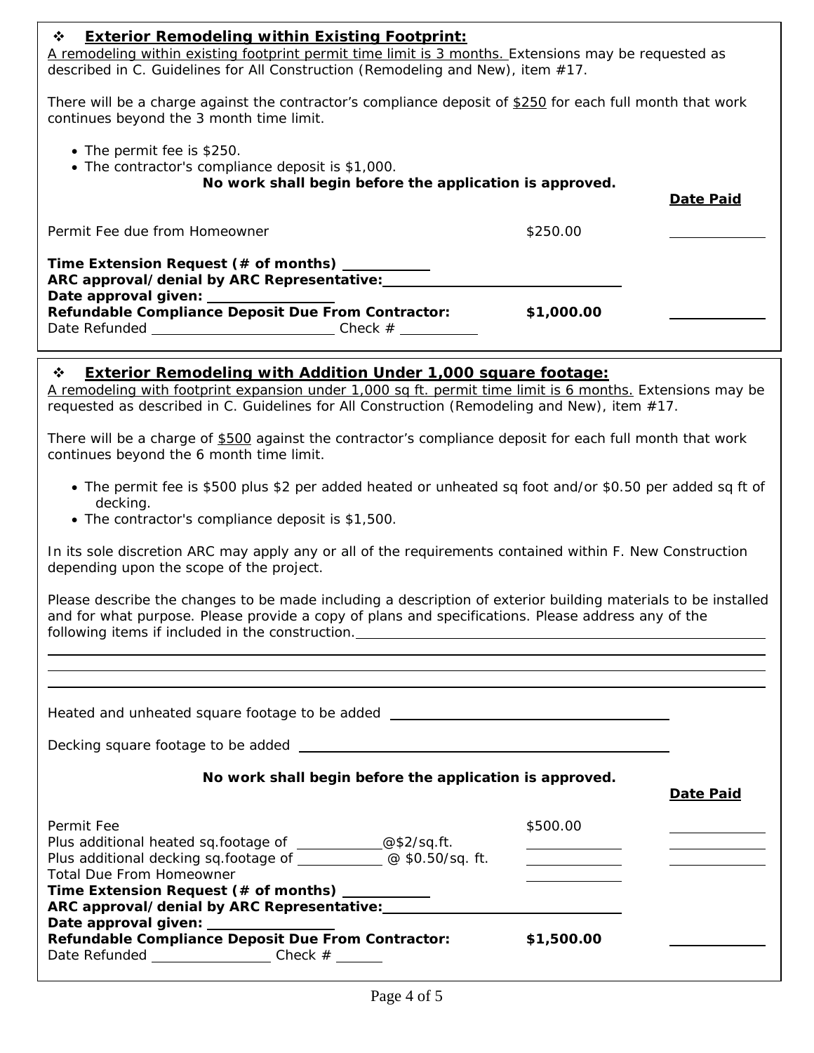## ❖ **Exterior Remodeling within Existing Footprint:**

A remodeling within existing footprint permit time limit is 3 months. Extensions may be requested as described in C. Guidelines for All Construction (Remodeling and New), item #17.

There will be a charge against the contractor's compliance deposit of $250 for each full month that work continues beyond the 3 month time limit.

- The permit fee is $250.
- The contractor's compliance deposit is $1,000.

**No work shall begin before the application is approved.**

| | | **Date Paid** |
|---|---|---|
| Permit Fee due from Homeowner | $250.00 | ______ |
| **Time Extension Request (# of months)** ______ | | |
| **ARC approval/denial by ARC Representative:** ______ | | |
| **Date approval given:** ______ | | |
| **Refundable Compliance Deposit Due From Contractor:** | **$1,000.00** | ______ |
| Date Refunded ______ Check # ______ | | |

## ❖ **Exterior Remodeling with Addition Under 1,000 square footage:**

A remodeling with footprint expansion under 1,000 sq ft. permit time limit is 6 months. Extensions may be requested as described in C. Guidelines for All Construction (Remodeling and New), item #17.

There will be a charge of $500 against the contractor's compliance deposit for each full month that work continues beyond the 6 month time limit.

- The permit fee is $500 plus $2 per added heated or unheated sq foot and/or $0.50 per added sq ft of decking.
- The contractor's compliance deposit is $1,500.

In its sole discretion ARC may apply any or all of the requirements contained within F. New Construction depending upon the scope of the project.

Please describe the changes to be made including a description of exterior building materials to be installed and for what purpose. Please provide a copy of plans and specifications. Please address any of the following items if included in the construction.______

______

______

Heated and unheated square footage to be added ______

Decking square footage to be added ______

**No work shall begin before the application is approved.**

| | | **Date Paid** |
|---|---|---|
| Permit Fee | $500.00 | ______ |
| Plus additional heated sq.footage of ______ @$2/sq.ft. | ______ | ______ |
| Plus additional decking sq.footage of ______ @ $0.50/sq. ft. | ______ | ______ |
| Total Due From Homeowner | ______ | |
| **Time Extension Request (# of months)** ______ | | |
| **ARC approval/denial by ARC Representative:** ______ | | |
| **Date approval given:** ______ | | |
| **Refundable Compliance Deposit Due From Contractor:** | **$1,500.00** | ______ |
| Date Refunded ______ Check # ______ | | |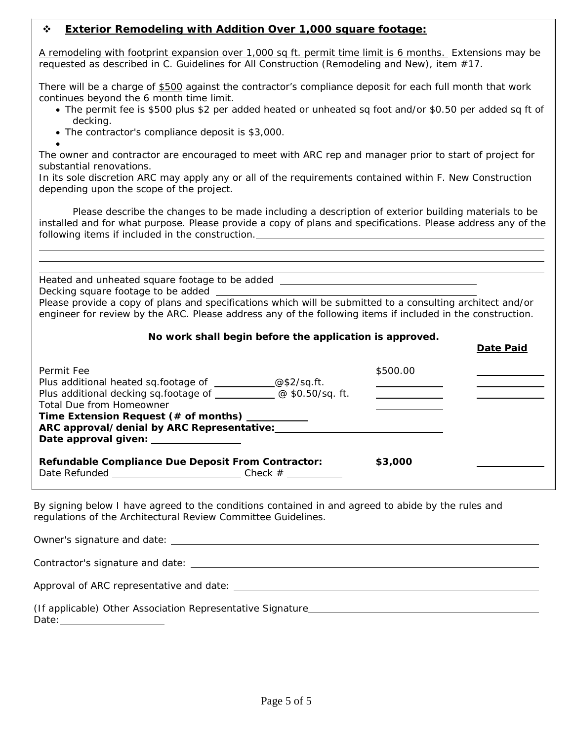### ❖ **Exterior Remodeling with Addition Over 1,000 square footage:**

A remodeling with footprint expansion over 1,000 sq ft. permit time limit is 6 months. Extensions may be requested as described in C. Guidelines for All Construction (Remodeling and New), item #17.

There will be a charge of $500 against the contractor's compliance deposit for each full month that work continues beyond the 6 month time limit.

- The permit fee is $500 plus $2 per added heated or unheated sq foot and/or $0.50 per added sq ft of decking.
- The contractor's compliance deposit is $3,000.
-

The owner and contractor are encouraged to meet with ARC rep and manager prior to start of project for substantial renovations.
In its sole discretion ARC may apply any or all of the requirements contained within F. New Construction depending upon the scope of the project.

Please describe the changes to be made including a description of exterior building materials to be installed and for what purpose. Please provide a copy of plans and specifications. Please address any of the following items if included in the construction. ______________________________

______________________________________________________________________

______________________________________________________________________

______________________________________________________________________

Heated and unheated square footage to be added ______________________________

Decking square footage to be added ______________________________

Please provide a copy of plans and specifications which will be submitted to a consulting architect and/or engineer for review by the ARC. Please address any of the following items if included in the construction.

**No work shall begin before the application is approved.**

| | | **Date Paid** |
|---|---|---|
| Permit Fee | $500.00 | ________ |
| Plus additional heated sq.footage of ________ @$2/sq.ft. | ________ | ________ |
| Plus additional decking sq.footage of ________ @ $0.50/sq. ft. | ________ | ________ |
| Total Due from Homeowner | ________ | |
| **Time Extension Request (# of months)** ________ | | |
| **ARC approval/denial by ARC Representative:** ______________________ | | |
| **Date approval given:** ________ | | |
| **Refundable Compliance Due Deposit From Contractor:** | **$3,000** | ________ |
| Date Refunded ______________ Check # ________ | | |

By signing below I have agreed to the conditions contained in and agreed to abide by the rules and regulations of the Architectural Review Committee Guidelines.

Owner's signature and date: ______________________________

Contractor's signature and date: ______________________________

Approval of ARC representative and date: ______________________________

(If applicable) Other Association Representative Signature ______________________________
Date: ______________